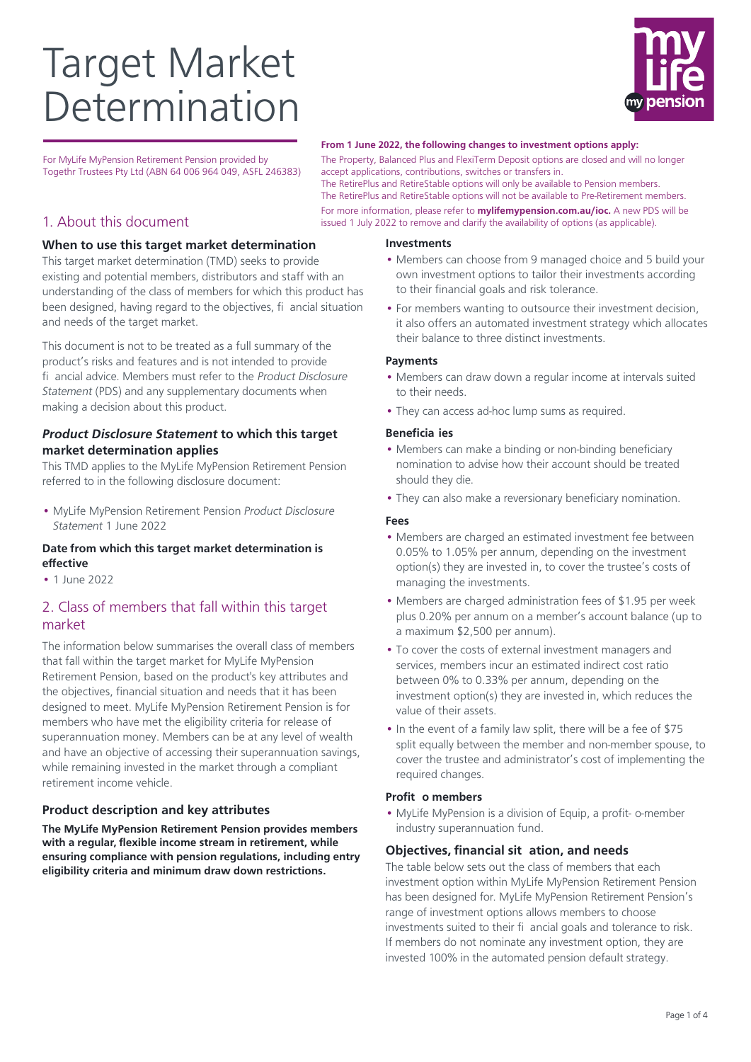# Target Market Determination

For MyLife MyPension Retirement Pension provided by Togethr Trustees Pty Ltd (ABN 64 006 964 049, ASFL 246383)

**From 1 June 2022, the following changes to investment options apply:**

The Property, Balanced Plus and FlexiTerm Deposit options are closed and will no longer accept applications, contributions, switches or transfers in.
The RetirePlus and RetireStable options will only be available to Pension members.
The RetirePlus and RetireStable options will not be available to Pre-Retirement members.
For more information, please refer to **mylifemypension.com.au/ioc.** A new PDS will be issued 1 July 2022 to remove and clarify the availability of options (as applicable).

## 1. About this document

### When to use this target market determination

This target market determination (TMD) seeks to provide existing and potential members, distributors and staff with an understanding of the class of members for which this product has been designed, having regard to the objectives, fi ancial situation and needs of the target market.

This document is not to be treated as a full summary of the product's risks and features and is not intended to provide fi ancial advice. Members must refer to the *Product Disclosure Statement* (PDS) and any supplementary documents when making a decision about this product.

### *Product Disclosure Statement* to which this target market determination applies

This TMD applies to the MyLife MyPension Retirement Pension referred to in the following disclosure document:

- MyLife MyPension Retirement Pension *Product Disclosure Statement* 1 June 2022

#### Date from which this target market determination is effective

- 1 June 2022

## 2. Class of members that fall within this target market

The information below summarises the overall class of members that fall within the target market for MyLife MyPension Retirement Pension, based on the product's key attributes and the objectives, financial situation and needs that it has been designed to meet. MyLife MyPension Retirement Pension is for members who have met the eligibility criteria for release of superannuation money. Members can be at any level of wealth and have an objective of accessing their superannuation savings, while remaining invested in the market through a compliant retirement income vehicle.

### Product description and key attributes

**The MyLife MyPension Retirement Pension provides members with a regular, flexible income stream in retirement, while ensuring compliance with pension regulations, including entry eligibility criteria and minimum draw down restrictions.**

#### Investments

- Members can choose from 9 managed choice and 5 build your own investment options to tailor their investments according to their financial goals and risk tolerance.
- For members wanting to outsource their investment decision, it also offers an automated investment strategy which allocates their balance to three distinct investments.

#### Payments

- Members can draw down a regular income at intervals suited to their needs.
- They can access ad-hoc lump sums as required.

#### Beneficia ies

- Members can make a binding or non-binding beneficiary nomination to advise how their account should be treated should they die.
- They can also make a reversionary beneficiary nomination.

#### Fees

- Members are charged an estimated investment fee between 0.05% to 1.05% per annum, depending on the investment option(s) they are invested in, to cover the trustee's costs of managing the investments.
- Members are charged administration fees of $1.95 per week plus 0.20% per annum on a member's account balance (up to a maximum $2,500 per annum).
- To cover the costs of external investment managers and services, members incur an estimated indirect cost ratio between 0% to 0.33% per annum, depending on the investment option(s) they are invested in, which reduces the value of their assets.
- In the event of a family law split, there will be a fee of $75 split equally between the member and non-member spouse, to cover the trustee and administrator's cost of implementing the required changes.

#### Profit o members

- MyLife MyPension is a division of Equip, a profit- o-member industry superannuation fund.

### Objectives, financial sit ation, and needs

The table below sets out the class of members that each investment option within MyLife MyPension Retirement Pension has been designed for. MyLife MyPension Retirement Pension's range of investment options allows members to choose investments suited to their fi ancial goals and tolerance to risk. If members do not nominate any investment option, they are invested 100% in the automated pension default strategy.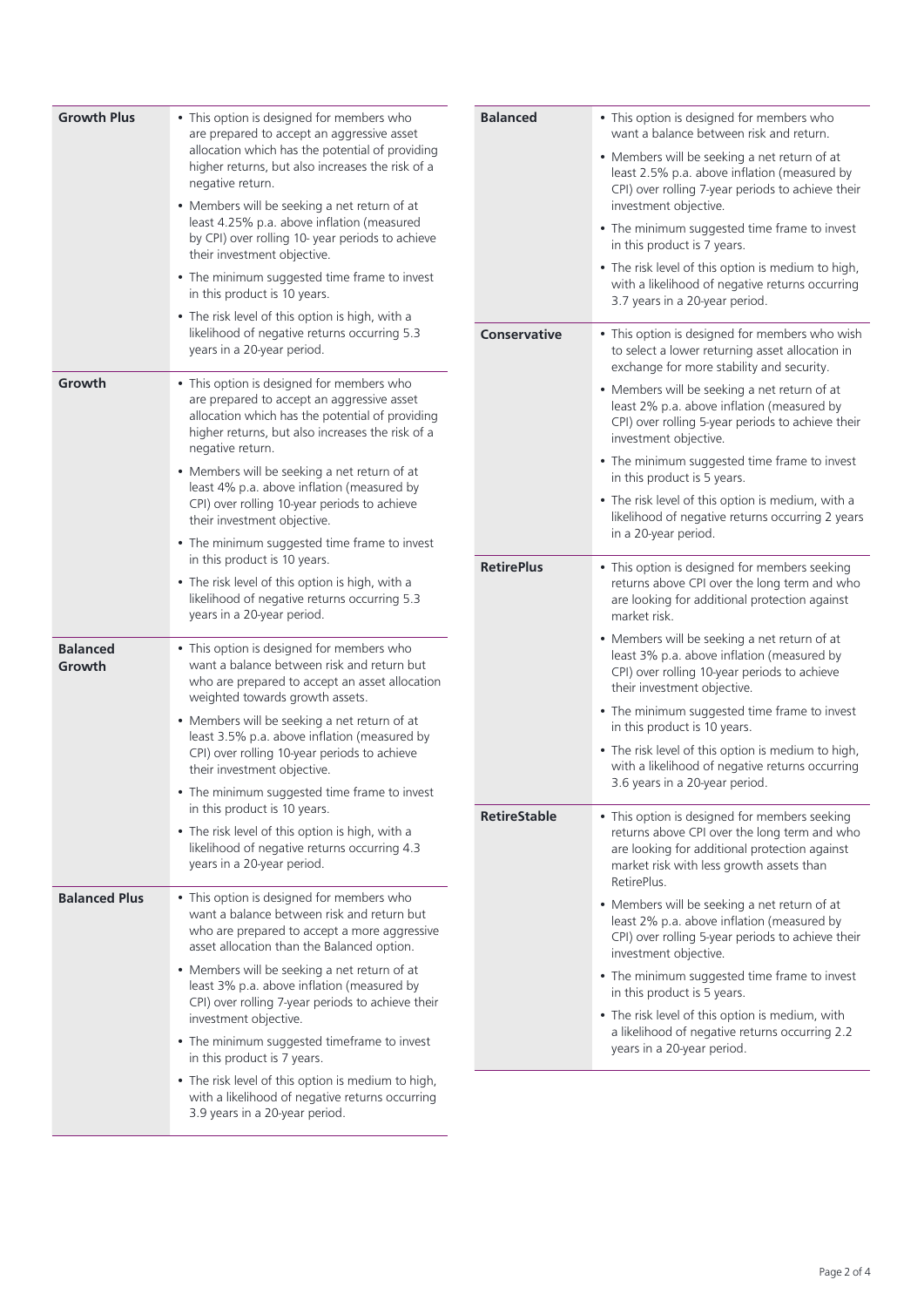| Option | Description |
| --- | --- |
| **Growth Plus** | • This option is designed for members who are prepared to accept an aggressive asset allocation which has the potential of providing higher returns, but also increases the risk of a negative return.<br>• Members will be seeking a net return of at least 4.25% p.a. above inflation (measured by CPI) over rolling 10- year periods to achieve their investment objective.<br>• The minimum suggested time frame to invest in this product is 10 years.<br>• The risk level of this option is high, with a likelihood of negative returns occurring 5.3 years in a 20-year period. |
| **Growth** | • This option is designed for members who are prepared to accept an aggressive asset allocation which has the potential of providing higher returns, but also increases the risk of a negative return.<br>• Members will be seeking a net return of at least 4% p.a. above inflation (measured by CPI) over rolling 10-year periods to achieve their investment objective.<br>• The minimum suggested time frame to invest in this product is 10 years.<br>• The risk level of this option is high, with a likelihood of negative returns occurring 5.3 years in a 20-year period. |
| **Balanced Growth** | • This option is designed for members who want a balance between risk and return but who are prepared to accept an asset allocation weighted towards growth assets.<br>• Members will be seeking a net return of at least 3.5% p.a. above inflation (measured by CPI) over rolling 10-year periods to achieve their investment objective.<br>• The minimum suggested time frame to invest in this product is 10 years.<br>• The risk level of this option is high, with a likelihood of negative returns occurring 4.3 years in a 20-year period. |
| **Balanced Plus** | • This option is designed for members who want a balance between risk and return but who are prepared to accept a more aggressive asset allocation than the Balanced option.<br>• Members will be seeking a net return of at least 3% p.a. above inflation (measured by CPI) over rolling 7-year periods to achieve their investment objective.<br>• The minimum suggested timeframe to invest in this product is 7 years.<br>• The risk level of this option is medium to high, with a likelihood of negative returns occurring 3.9 years in a 20-year period. |
| **Balanced** | • This option is designed for members who want a balance between risk and return.<br>• Members will be seeking a net return of at least 2.5% p.a. above inflation (measured by CPI) over rolling 7-year periods to achieve their investment objective.<br>• The minimum suggested time frame to invest in this product is 7 years.<br>• The risk level of this option is medium to high, with a likelihood of negative returns occurring 3.7 years in a 20-year period. |
| **Conservative** | • This option is designed for members who wish to select a lower returning asset allocation in exchange for more stability and security.<br>• Members will be seeking a net return of at least 2% p.a. above inflation (measured by CPI) over rolling 5-year periods to achieve their investment objective.<br>• The minimum suggested time frame to invest in this product is 5 years.<br>• The risk level of this option is medium, with a likelihood of negative returns occurring 2 years in a 20-year period. |
| **RetirePlus** | • This option is designed for members seeking returns above CPI over the long term and who are looking for additional protection against market risk.<br>• Members will be seeking a net return of at least 3% p.a. above inflation (measured by CPI) over rolling 10-year periods to achieve their investment objective.<br>• The minimum suggested time frame to invest in this product is 10 years.<br>• The risk level of this option is medium to high, with a likelihood of negative returns occurring 3.6 years in a 20-year period. |
| **RetireStable** | • This option is designed for members seeking returns above CPI over the long term and who are looking for additional protection against market risk with less growth assets than RetirePlus.<br>• Members will be seeking a net return of at least 2% p.a. above inflation (measured by CPI) over rolling 5-year periods to achieve their investment objective.<br>• The minimum suggested time frame to invest in this product is 5 years.<br>• The risk level of this option is medium, with a likelihood of negative returns occurring 2.2 years in a 20-year period. |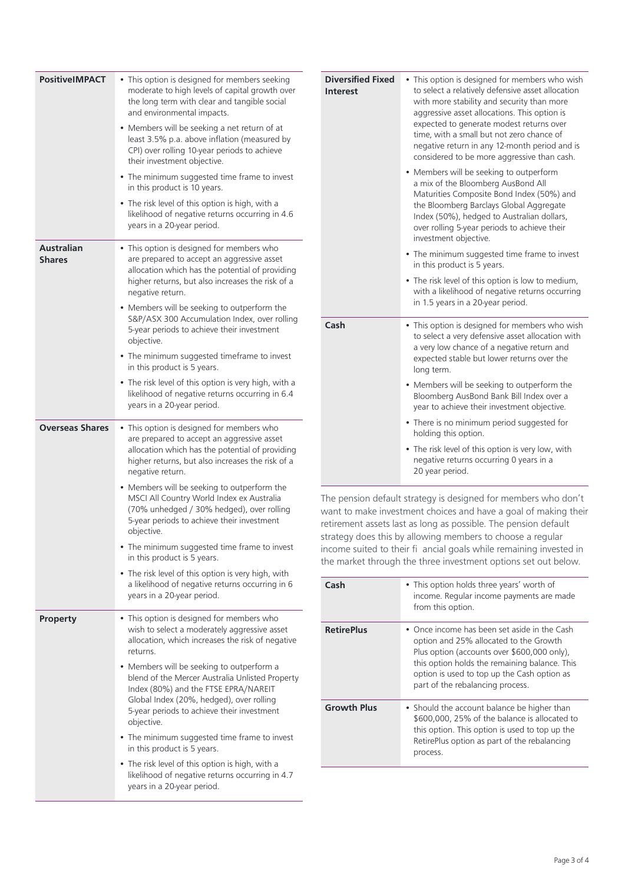| | |
|---|---|
| **PositiveIMPACT** | • This option is designed for members seeking moderate to high levels of capital growth over the long term with clear and tangible social and environmental impacts.<br>• Members will be seeking a net return of at least 3.5% p.a. above inflation (measured by CPI) over rolling 10-year periods to achieve their investment objective.<br>• The minimum suggested time frame to invest in this product is 10 years.<br>• The risk level of this option is high, with a likelihood of negative returns occurring in 4.6 years in a 20-year period. |
| **Australian Shares** | • This option is designed for members who are prepared to accept an aggressive asset allocation which has the potential of providing higher returns, but also increases the risk of a negative return.<br>• Members will be seeking to outperform the S&P/ASX 300 Accumulation Index, over rolling 5-year periods to achieve their investment objective.<br>• The minimum suggested timeframe to invest in this product is 5 years.<br>• The risk level of this option is very high, with a likelihood of negative returns occurring in 6.4 years in a 20-year period. |
| **Overseas Shares** | • This option is designed for members who are prepared to accept an aggressive asset allocation which has the potential of providing higher returns, but also increases the risk of a negative return.<br>• Members will be seeking to outperform the MSCI All Country World Index ex Australia (70% unhedged / 30% hedged), over rolling 5-year periods to achieve their investment objective.<br>• The minimum suggested time frame to invest in this product is 5 years.<br>• The risk level of this option is very high, with a likelihood of negative returns occurring in 6 years in a 20-year period. |
| **Property** | • This option is designed for members who wish to select a moderately aggressive asset allocation, which increases the risk of negative returns.<br>• Members will be seeking to outperform a blend of the Mercer Australia Unlisted Property Index (80%) and the FTSE EPRA/NAREIT Global Index (20%, hedged), over rolling 5-year periods to achieve their investment objective.<br>• The minimum suggested time frame to invest in this product is 5 years.<br>• The risk level of this option is high, with a likelihood of negative returns occurring in 4.7 years in a 20-year period. |
| **Diversified Fixed Interest** | • This option is designed for members who wish to select a relatively defensive asset allocation with more stability and security than more aggressive asset allocations. This option is expected to generate modest returns over time, with a small but not zero chance of negative return in any 12-month period and is considered to be more aggressive than cash.<br>• Members will be seeking to outperform a mix of the Bloomberg AusBond All Maturities Composite Bond Index (50%) and the Bloomberg Barclays Global Aggregate Index (50%), hedged to Australian dollars, over rolling 5-year periods to achieve their investment objective.<br>• The minimum suggested time frame to invest in this product is 5 years.<br>• The risk level of this option is low to medium, with a likelihood of negative returns occurring in 1.5 years in a 20-year period. |
| **Cash** | • This option is designed for members who wish to select a very defensive asset allocation with a very low chance of a negative return and expected stable but lower returns over the long term.<br>• Members will be seeking to outperform the Bloomberg AusBond Bank Bill Index over a year to achieve their investment objective.<br>• There is no minimum period suggested for holding this option.<br>• The risk level of this option is very low, with negative returns occurring 0 years in a 20 year period. |

The pension default strategy is designed for members who don't want to make investment choices and have a goal of making their retirement assets last as long as possible. The pension default strategy does this by allowing members to choose a regular income suited to their fi ancial goals while remaining invested in the market through the three investment options set out below.

| | |
|---|---|
| **Cash** | • This option holds three years' worth of income. Regular income payments are made from this option. |
| **RetirePlus** | • Once income has been set aside in the Cash option and 25% allocated to the Growth Plus option (accounts over $600,000 only), this option holds the remaining balance. This option is used to top up the Cash option as part of the rebalancing process. |
| **Growth Plus** | • Should the account balance be higher than $600,000, 25% of the balance is allocated to this option. This option is used to top up the RetirePlus option as part of the rebalancing process. |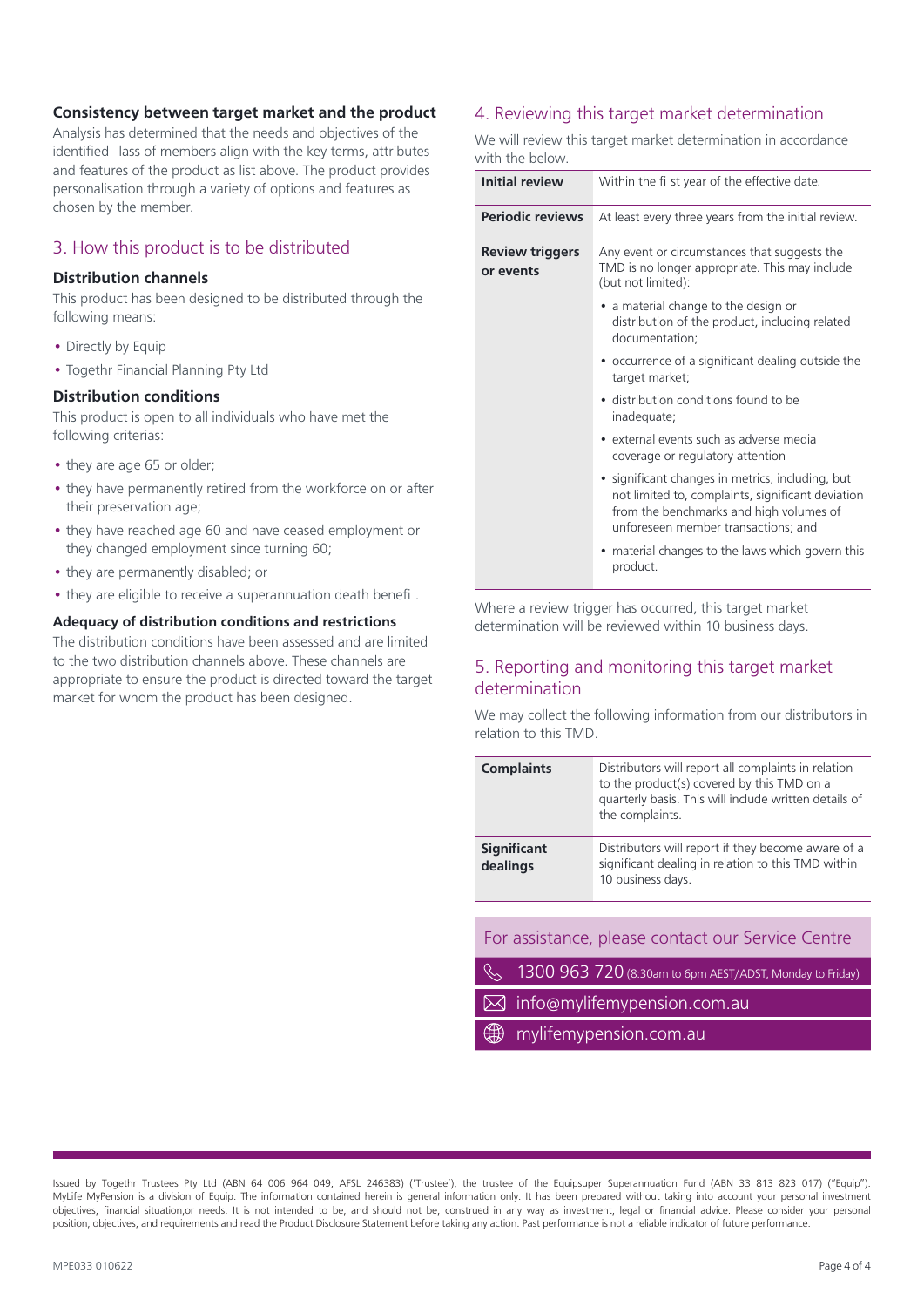**Consistency between target market and the product**

Analysis has determined that the needs and objectives of the identified  lass of members align with the key terms, attributes and features of the product as list above. The product provides personalisation through a variety of options and features as chosen by the member.

## 3. How this product is to be distributed

### Distribution channels

This product has been designed to be distributed through the following means:

- Directly by Equip
- Togethr Financial Planning Pty Ltd

### Distribution conditions

This product is open to all individuals who have met the following criterias:

- they are age 65 or older;
- they have permanently retired from the workforce on or after their preservation age;
- they have reached age 60 and have ceased employment or they changed employment since turning 60;
- they are permanently disabled; or
- they are eligible to receive a superannuation death benefi .

**Adequacy of distribution conditions and restrictions**

The distribution conditions have been assessed and are limited to the two distribution channels above. These channels are appropriate to ensure the product is directed toward the target market for whom the product has been designed.

## 4. Reviewing this target market determination

We will review this target market determination in accordance with the below.

| | |
|---|---|
| **Initial review** | Within the fi st year of the effective date. |
| **Periodic reviews** | At least every three years from the initial review. |
| **Review triggers or events** | Any event or circumstances that suggests the TMD is no longer appropriate. This may include (but not limited):<br>• a material change to the design or distribution of the product, including related documentation;<br>• occurrence of a significant dealing outside the target market;<br>• distribution conditions found to be inadequate;<br>• external events such as adverse media coverage or regulatory attention<br>• significant changes in metrics, including, but not limited to, complaints, significant deviation from the benchmarks and high volumes of unforeseen member transactions; and<br>• material changes to the laws which govern this product. |

Where a review trigger has occurred, this target market determination will be reviewed within 10 business days.

## 5. Reporting and monitoring this target market determination

We may collect the following information from our distributors in relation to this TMD.

| | |
|---|---|
| **Complaints** | Distributors will report all complaints in relation to the product(s) covered by this TMD on a quarterly basis. This will include written details of the complaints. |
| **Significant dealings** | Distributors will report if they become aware of a significant dealing in relation to this TMD within 10 business days. |

For assistance, please contact our Service Centre

1300 963 720 (8:30am to 6pm AEST/ADST, Monday to Friday)

info@mylifemypension.com.au

mylifemypension.com.au

Issued by Togethr Trustees Pty Ltd (ABN 64 006 964 049; AFSL 246383) ('Trustee'), the trustee of the Equipsuper Superannuation Fund (ABN 33 813 823 017) ("Equip"). MyLife MyPension is a division of Equip. The information contained herein is general information only. It has been prepared without taking into account your personal investment objectives, financial situation,or needs. It is not intended to be, and should not be, construed in any way as investment, legal or financial advice. Please consider your personal position, objectives, and requirements and read the Product Disclosure Statement before taking any action. Past performance is not a reliable indicator of future performance.

MPE033 010622